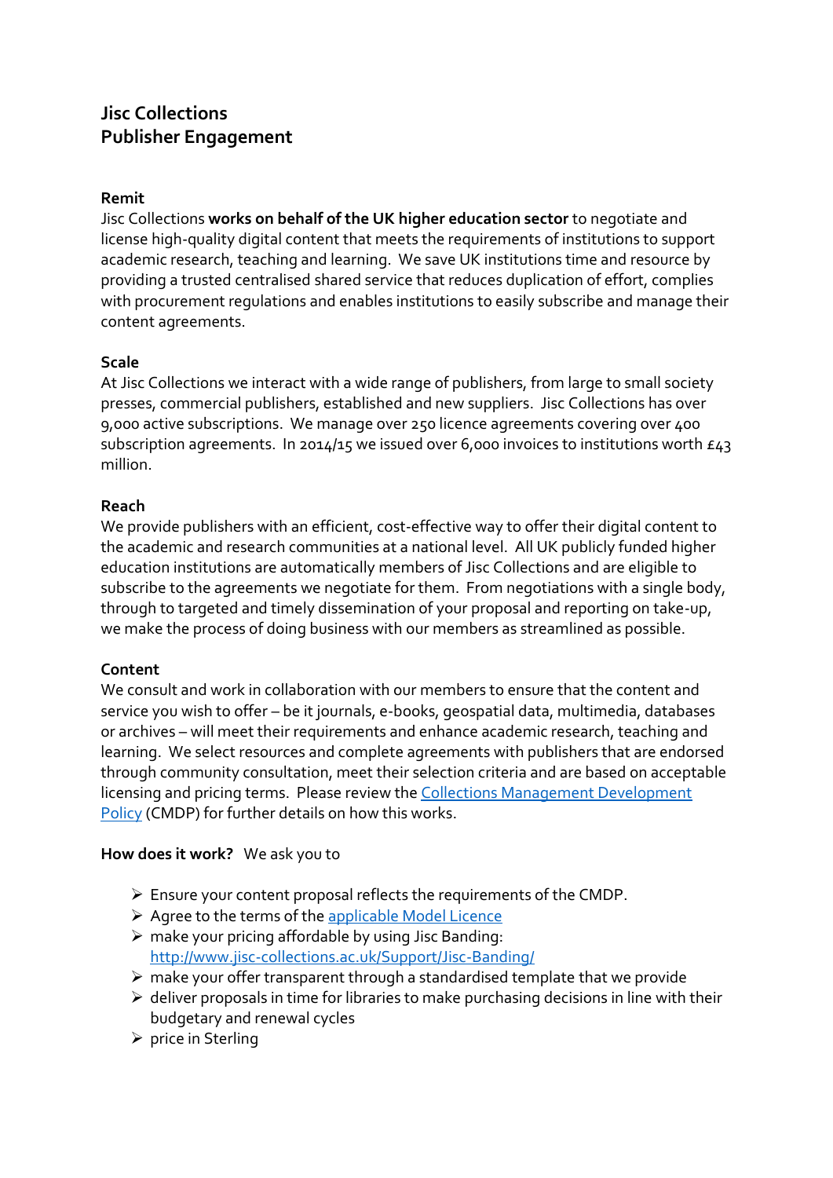# Jisc Collections
# Publisher Engagement

**Remit**

Jisc Collections **works on behalf of the UK higher education sector** to negotiate and license high-quality digital content that meets the requirements of institutions to support academic research, teaching and learning. We save UK institutions time and resource by providing a trusted centralised shared service that reduces duplication of effort, complies with procurement regulations and enables institutions to easily subscribe and manage their content agreements.

**Scale**

At Jisc Collections we interact with a wide range of publishers, from large to small society presses, commercial publishers, established and new suppliers. Jisc Collections has over 9,000 active subscriptions. We manage over 250 licence agreements covering over 400 subscription agreements. In 2014/15 we issued over 6,000 invoices to institutions worth £43 million.

**Reach**

We provide publishers with an efficient, cost-effective way to offer their digital content to the academic and research communities at a national level. All UK publicly funded higher education institutions are automatically members of Jisc Collections and are eligible to subscribe to the agreements we negotiate for them. From negotiations with a single body, through to targeted and timely dissemination of your proposal and reporting on take-up, we make the process of doing business with our members as streamlined as possible.

**Content**

We consult and work in collaboration with our members to ensure that the content and service you wish to offer – be it journals, e-books, geospatial data, multimedia, databases or archives – will meet their requirements and enhance academic research, teaching and learning. We select resources and complete agreements with publishers that are endorsed through community consultation, meet their selection criteria and are based on acceptable licensing and pricing terms. Please review the Collections Management Development Policy (CMDP) for further details on how this works.

**How does it work?** We ask you to

- Ensure your content proposal reflects the requirements of the CMDP.
- Agree to the terms of the applicable Model Licence
- make your pricing affordable by using Jisc Banding: http://www.jisc-collections.ac.uk/Support/Jisc-Banding/
- make your offer transparent through a standardised template that we provide
- deliver proposals in time for libraries to make purchasing decisions in line with their budgetary and renewal cycles
- price in Sterling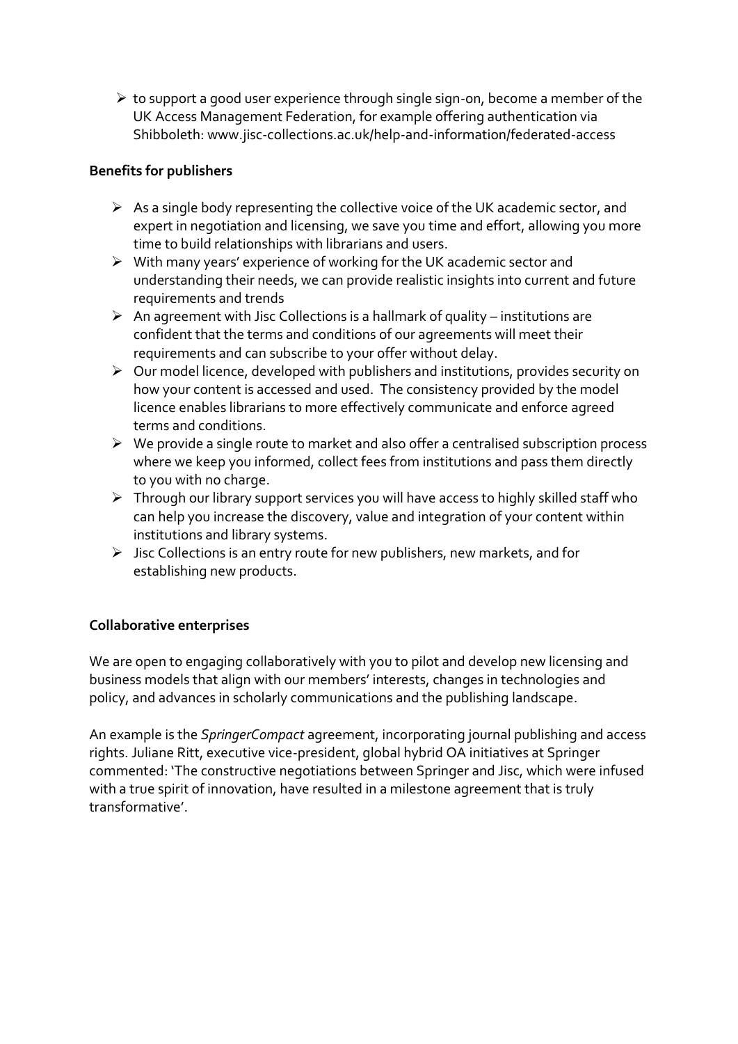- to support a good user experience through single sign-on, become a member of the UK Access Management Federation, for example offering authentication via Shibboleth: www.jisc-collections.ac.uk/help-and-information/federated-access

**Benefits for publishers**

- As a single body representing the collective voice of the UK academic sector, and expert in negotiation and licensing, we save you time and effort, allowing you more time to build relationships with librarians and users.
- With many years' experience of working for the UK academic sector and understanding their needs, we can provide realistic insights into current and future requirements and trends
- An agreement with Jisc Collections is a hallmark of quality – institutions are confident that the terms and conditions of our agreements will meet their requirements and can subscribe to your offer without delay.
- Our model licence, developed with publishers and institutions, provides security on how your content is accessed and used. The consistency provided by the model licence enables librarians to more effectively communicate and enforce agreed terms and conditions.
- We provide a single route to market and also offer a centralised subscription process where we keep you informed, collect fees from institutions and pass them directly to you with no charge.
- Through our library support services you will have access to highly skilled staff who can help you increase the discovery, value and integration of your content within institutions and library systems.
- Jisc Collections is an entry route for new publishers, new markets, and for establishing new products.

**Collaborative enterprises**

We are open to engaging collaboratively with you to pilot and develop new licensing and business models that align with our members' interests, changes in technologies and policy, and advances in scholarly communications and the publishing landscape.

An example is the *SpringerCompact* agreement, incorporating journal publishing and access rights. Juliane Ritt, executive vice-president, global hybrid OA initiatives at Springer commented: 'The constructive negotiations between Springer and Jisc, which were infused with a true spirit of innovation, have resulted in a milestone agreement that is truly transformative'.